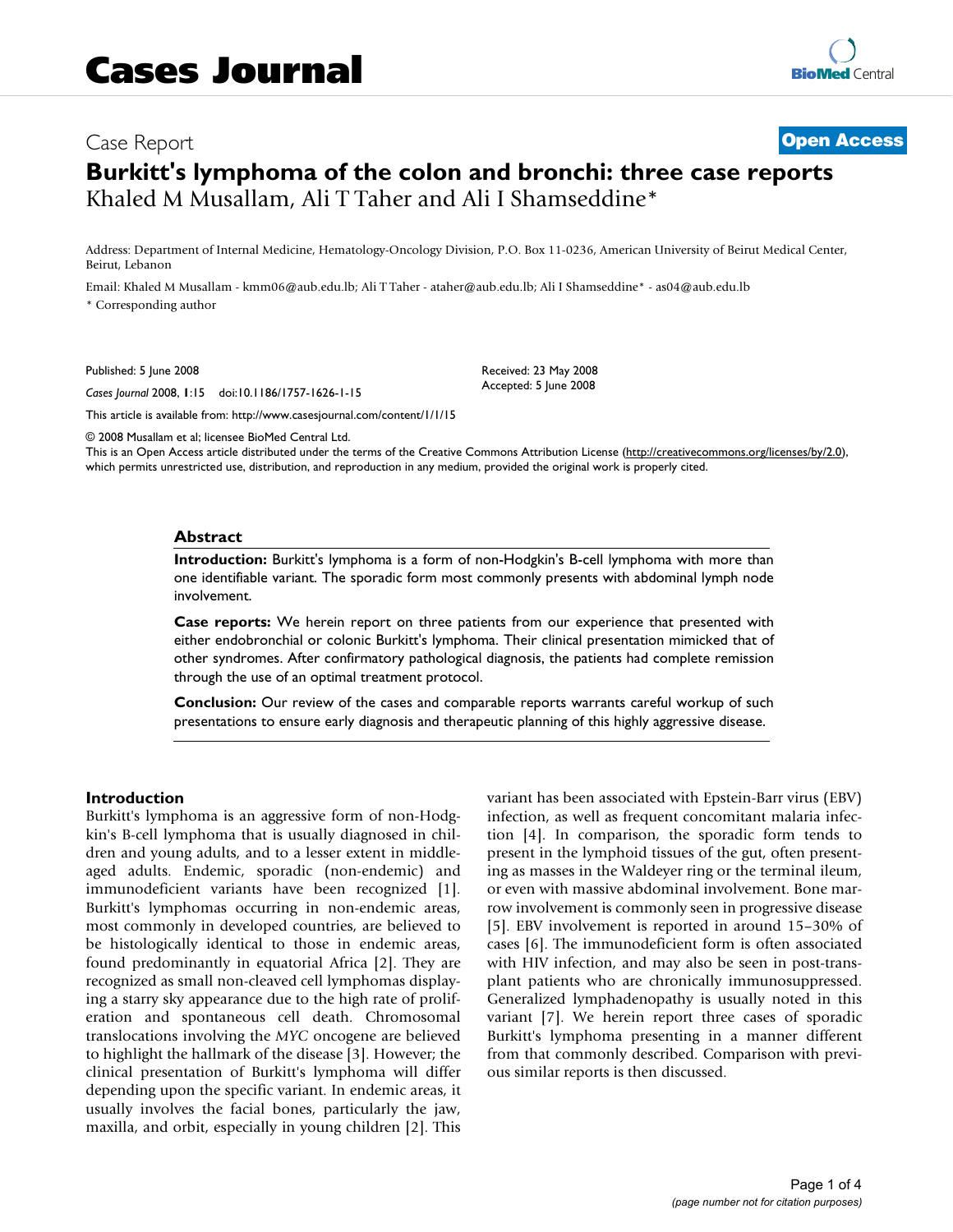# Cases Journal

Case Report

**Open Access**

# Burkitt's lymphoma of the colon and bronchi: three case reports

Khaled M Musallam, Ali T Taher and Ali I Shamseddine*

Address: Department of Internal Medicine, Hematology-Oncology Division, P.O. Box 11-0236, American University of Beirut Medical Center, Beirut, Lebanon

Email: Khaled M Musallam - kmm06@aub.edu.lb; Ali T Taher - ataher@aub.edu.lb; Ali I Shamseddine* - as04@aub.edu.lb

* Corresponding author

Published: 5 June 2008

*Cases Journal* 2008, **1**:15 doi:10.1186/1757-1626-1-15

Received: 23 May 2008
Accepted: 5 June 2008

This article is available from: http://www.casesjournal.com/content/1/1/15

© 2008 Musallam et al; licensee BioMed Central Ltd.
This is an Open Access article distributed under the terms of the Creative Commons Attribution License (http://creativecommons.org/licenses/by/2.0), which permits unrestricted use, distribution, and reproduction in any medium, provided the original work is properly cited.

## Abstract

**Introduction:** Burkitt's lymphoma is a form of non-Hodgkin's B-cell lymphoma with more than one identifiable variant. The sporadic form most commonly presents with abdominal lymph node involvement.

**Case reports:** We herein report on three patients from our experience that presented with either endobronchial or colonic Burkitt's lymphoma. Their clinical presentation mimicked that of other syndromes. After confirmatory pathological diagnosis, the patients had complete remission through the use of an optimal treatment protocol.

**Conclusion:** Our review of the cases and comparable reports warrants careful workup of such presentations to ensure early diagnosis and therapeutic planning of this highly aggressive disease.

## Introduction

Burkitt's lymphoma is an aggressive form of non-Hodgkin's B-cell lymphoma that is usually diagnosed in children and young adults, and to a lesser extent in middle-aged adults. Endemic, sporadic (non-endemic) and immunodeficient variants have been recognized [1]. Burkitt's lymphomas occurring in non-endemic areas, most commonly in developed countries, are believed to be histologically identical to those in endemic areas, found predominantly in equatorial Africa [2]. They are recognized as small non-cleaved cell lymphomas displaying a starry sky appearance due to the high rate of proliferation and spontaneous cell death. Chromosomal translocations involving the *MYC* oncogene are believed to highlight the hallmark of the disease [3]. However; the clinical presentation of Burkitt's lymphoma will differ depending upon the specific variant. In endemic areas, it usually involves the facial bones, particularly the jaw, maxilla, and orbit, especially in young children [2]. This variant has been associated with Epstein-Barr virus (EBV) infection, as well as frequent concomitant malaria infection [4]. In comparison, the sporadic form tends to present in the lymphoid tissues of the gut, often presenting as masses in the Waldeyer ring or the terminal ileum, or even with massive abdominal involvement. Bone marrow involvement is commonly seen in progressive disease [5]. EBV involvement is reported in around 15–30% of cases [6]. The immunodeficient form is often associated with HIV infection, and may also be seen in post-transplant patients who are chronically immunosuppressed. Generalized lymphadenopathy is usually noted in this variant [7]. We herein report three cases of sporadic Burkitt's lymphoma presenting in a manner different from that commonly described. Comparison with previous similar reports is then discussed.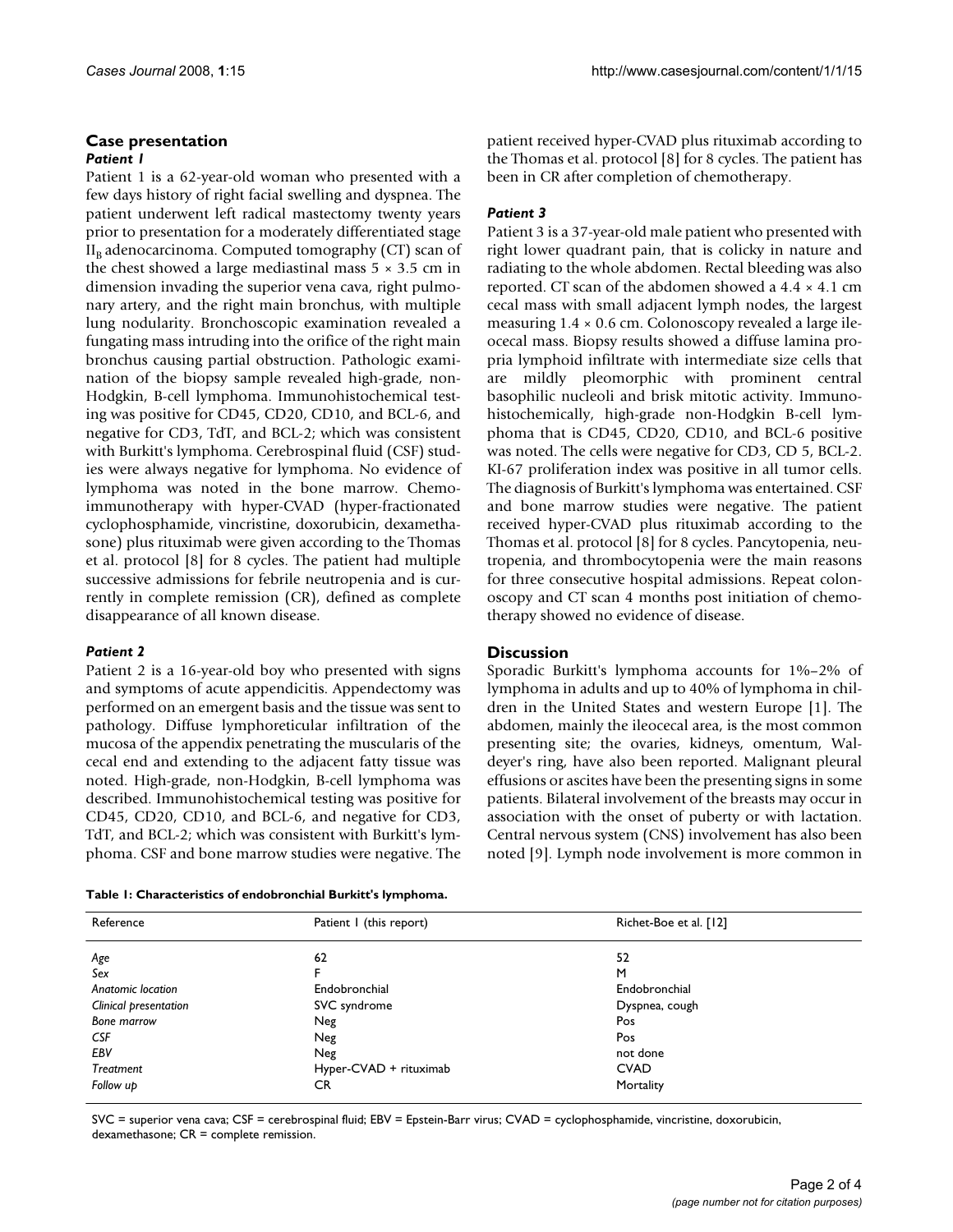## Case presentation

### *Patient 1*

Patient 1 is a 62-year-old woman who presented with a few days history of right facial swelling and dyspnea. The patient underwent left radical mastectomy twenty years prior to presentation for a moderately differentiated stage $II_B$ adenocarcinoma. Computed tomography (CT) scan of the chest showed a large mediastinal mass $5 \times 3.5$ cm in dimension invading the superior vena cava, right pulmonary artery, and the right main bronchus, with multiple lung nodularity. Bronchoscopic examination revealed a fungating mass intruding into the orifice of the right main bronchus causing partial obstruction. Pathologic examination of the biopsy sample revealed high-grade, non-Hodgkin, B-cell lymphoma. Immunohistochemical testing was positive for CD45, CD20, CD10, and BCL-6, and negative for CD3, TdT, and BCL-2; which was consistent with Burkitt's lymphoma. Cerebrospinal fluid (CSF) studies were always negative for lymphoma. No evidence of lymphoma was noted in the bone marrow. Chemoimmunotherapy with hyper-CVAD (hyper-fractionated cyclophosphamide, vincristine, doxorubicin, dexamethasone) plus rituximab were given according to the Thomas et al. protocol [8] for 8 cycles. The patient had multiple successive admissions for febrile neutropenia and is currently in complete remission (CR), defined as complete disappearance of all known disease.

### *Patient 2*

Patient 2 is a 16-year-old boy who presented with signs and symptoms of acute appendicitis. Appendectomy was performed on an emergent basis and the tissue was sent to pathology. Diffuse lymphoreticular infiltration of the mucosa of the appendix penetrating the muscularis of the cecal end and extending to the adjacent fatty tissue was noted. High-grade, non-Hodgkin, B-cell lymphoma was described. Immunohistochemical testing was positive for CD45, CD20, CD10, and BCL-6, and negative for CD3, TdT, and BCL-2; which was consistent with Burkitt's lymphoma. CSF and bone marrow studies were negative. The patient received hyper-CVAD plus rituximab according to the Thomas et al. protocol [8] for 8 cycles. The patient has been in CR after completion of chemotherapy.

### *Patient 3*

Patient 3 is a 37-year-old male patient who presented with right lower quadrant pain, that is colicky in nature and radiating to the whole abdomen. Rectal bleeding was also reported. CT scan of the abdomen showed a $4.4 \times 4.1$ cm cecal mass with small adjacent lymph nodes, the largest measuring $1.4 \times 0.6$ cm. Colonoscopy revealed a large ileocecal mass. Biopsy results showed a diffuse lamina propria lymphoid infiltrate with intermediate size cells that are mildly pleomorphic with prominent central basophilic nucleoli and brisk mitotic activity. Immunohistochemically, high-grade non-Hodgkin B-cell lymphoma that is CD45, CD20, CD10, and BCL-6 positive was noted. The cells were negative for CD3, CD 5, BCL-2. KI-67 proliferation index was positive in all tumor cells. The diagnosis of Burkitt's lymphoma was entertained. CSF and bone marrow studies were negative. The patient received hyper-CVAD plus rituximab according to the Thomas et al. protocol [8] for 8 cycles. Pancytopenia, neutropenia, and thrombocytopenia were the main reasons for three consecutive hospital admissions. Repeat colonoscopy and CT scan 4 months post initiation of chemotherapy showed no evidence of disease.

## Discussion

Sporadic Burkitt's lymphoma accounts for 1%–2% of lymphoma in adults and up to 40% of lymphoma in children in the United States and western Europe [1]. The abdomen, mainly the ileocecal area, is the most common presenting site; the ovaries, kidneys, omentum, Waldeyer's ring, have also been reported. Malignant pleural effusions or ascites have been the presenting signs in some patients. Bilateral involvement of the breasts may occur in association with the onset of puberty or with lactation. Central nervous system (CNS) involvement has also been noted [9]. Lymph node involvement is more common in

**Table 1: Characteristics of endobronchial Burkitt's lymphoma.**

| Reference | Patient 1 (this report) | Richet-Boe et al. [12] |
|---|---|---|
| *Age* | 62 | 52 |
| *Sex* | F | M |
| *Anatomic location* | Endobronchial | Endobronchial |
| *Clinical presentation* | SVC syndrome | Dyspnea, cough |
| *Bone marrow* | Neg | Pos |
| *CSF* | Neg | Pos |
| *EBV* | Neg | not done |
| *Treatment* | Hyper-CVAD + rituximab | CVAD |
| *Follow up* | CR | Mortality |

SVC = superior vena cava; CSF = cerebrospinal fluid; EBV = Epstein-Barr virus; CVAD = cyclophosphamide, vincristine, doxorubicin, dexamethasone; CR = complete remission.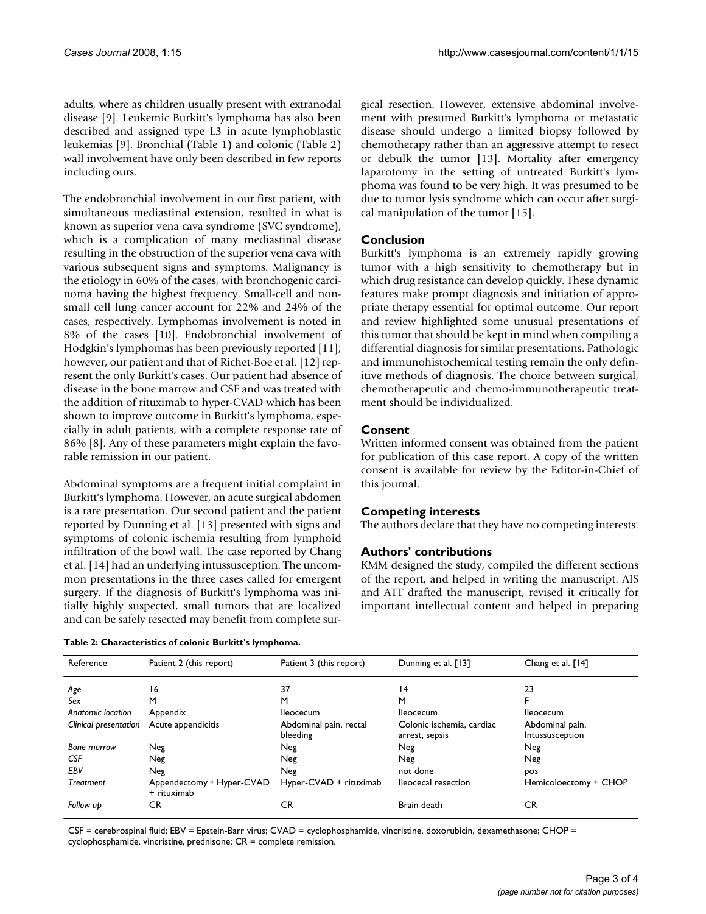adults, where as children usually present with extranodal disease [9]. Leukemic Burkitt's lymphoma has also been described and assigned type L3 in acute lymphoblastic leukemias [9]. Bronchial (Table 1) and colonic (Table 2) wall involvement have only been described in few reports including ours.

The endobronchial involvement in our first patient, with simultaneous mediastinal extension, resulted in what is known as superior vena cava syndrome (SVC syndrome), which is a complication of many mediastinal disease resulting in the obstruction of the superior vena cava with various subsequent signs and symptoms. Malignancy is the etiology in 60% of the cases, with bronchogenic carcinoma having the highest frequency. Small-cell and non-small cell lung cancer account for 22% and 24% of the cases, respectively. Lymphomas involvement is noted in 8% of the cases [10]. Endobronchial involvement of Hodgkin's lymphomas has been previously reported [11]; however, our patient and that of Richet-Boe et al. [12] represent the only Burkitt's cases. Our patient had absence of disease in the bone marrow and CSF and was treated with the addition of rituximab to hyper-CVAD which has been shown to improve outcome in Burkitt's lymphoma, especially in adult patients, with a complete response rate of 86% [8]. Any of these parameters might explain the favorable remission in our patient.

Abdominal symptoms are a frequent initial complaint in Burkitt's lymphoma. However, an acute surgical abdomen is a rare presentation. Our second patient and the patient reported by Dunning et al. [13] presented with signs and symptoms of colonic ischemia resulting from lymphoid infiltration of the bowel wall. The case reported by Chang et al. [14] had an underlying intussusception. The uncommon presentations in the three cases called for emergent surgery. If the diagnosis of Burkitt's lymphoma was initially highly suspected, small tumors that are localized and can be safely resected may benefit from complete surgical resection. However, extensive abdominal involvement with presumed Burkitt's lymphoma or metastatic disease should undergo a limited biopsy followed by chemotherapy rather than an aggressive attempt to resect or debulk the tumor [13]. Mortality after emergency laparotomy in the setting of untreated Burkitt's lymphoma was found to be very high. It was presumed to be due to tumor lysis syndrome which can occur after surgical manipulation of the tumor [15].

## Conclusion

Burkitt's lymphoma is an extremely rapidly growing tumor with a high sensitivity to chemotherapy but in which drug resistance can develop quickly. These dynamic features make prompt diagnosis and initiation of appropriate therapy essential for optimal outcome. Our report and review highlighted some unusual presentations of this tumor that should be kept in mind when compiling a differential diagnosis for similar presentations. Pathologic and immunohistochemical testing remain the only definitive methods of diagnosis. The choice between surgical, chemotherapeutic and chemo-immunotherapeutic treatment should be individualized.

## Consent

Written informed consent was obtained from the patient for publication of this case report. A copy of the written consent is available for review by the Editor-in-Chief of this journal.

## Competing interests

The authors declare that they have no competing interests.

## Authors' contributions

KMM designed the study, compiled the different sections of the report, and helped in writing the manuscript. AIS and ATT drafted the manuscript, revised it critically for important intellectual content and helped in preparing

**Table 2: Characteristics of colonic Burkitt's lymphoma.**

| Reference | Patient 2 (this report) | Patient 3 (this report) | Dunning et al. [13] | Chang et al. [14] |
|---|---|---|---|---|
| *Age* | 16 | 37 | 14 | 23 |
| *Sex* | M | M | M | F |
| *Anatomic location* | Appendix | Ileocecum | Ileocecum | Ileocecum |
| *Clinical presentation* | Acute appendicitis | Abdominal pain, rectal bleeding | Colonic ischemia, cardiac arrest, sepsis | Abdominal pain, Intussusception |
| *Bone marrow* | Neg | Neg | Neg | Neg |
| *CSF* | Neg | Neg | Neg | Neg |
| *EBV* | Neg | Neg | not done | pos |
| *Treatment* | Appendectomy + Hyper-CVAD + rituximab | Hyper-CVAD + rituximab | Ileocecal resection | Hemicoloectomy + CHOP |
| *Follow up* | CR | CR | Brain death | CR |

CSF = cerebrospinal fluid; EBV = Epstein-Barr virus; CVAD = cyclophosphamide, vincristine, doxorubicin, dexamethasone; CHOP = cyclophosphamide, vincristine, prednisone; CR = complete remission.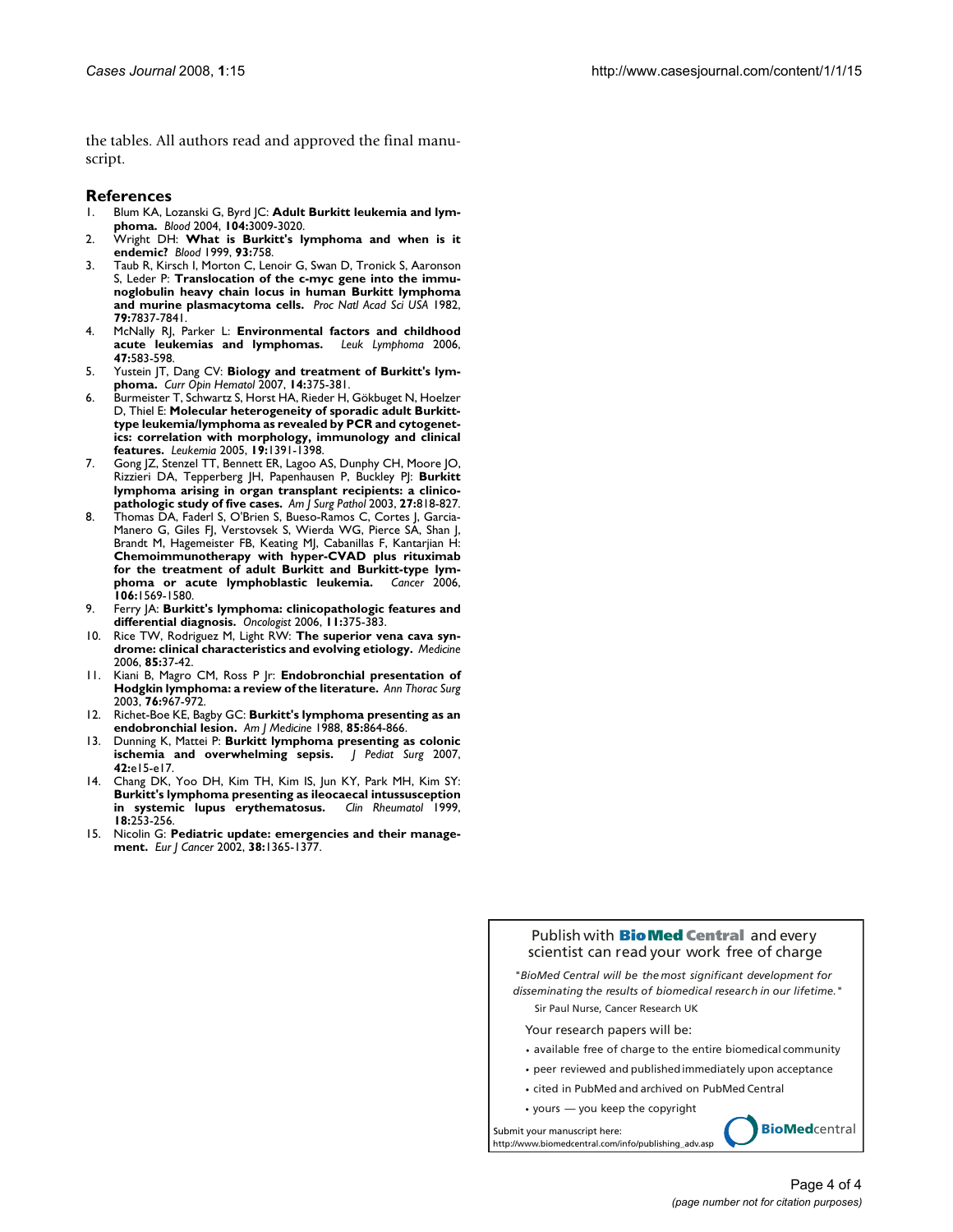the tables. All authors read and approved the final manuscript.

## References

1. Blum KA, Lozanski G, Byrd JC: **Adult Burkitt leukemia and lymphoma.** *Blood* 2004, **104:**3009-3020.
2. Wright DH: **What is Burkitt's lymphoma and when is it endemic?** *Blood* 1999, **93:**758.
3. Taub R, Kirsch I, Morton C, Lenoir G, Swan D, Tronick S, Aaronson S, Leder P: **Translocation of the c-myc gene into the immunoglobulin heavy chain locus in human Burkitt lymphoma and murine plasmacytoma cells.** *Proc Natl Acad Sci USA* 1982, **79:**7837-7841.
4. McNally RJ, Parker L: **Environmental factors and childhood acute leukemias and lymphomas.** *Leuk Lymphoma* 2006, **47:**583-598.
5. Yustein JT, Dang CV: **Biology and treatment of Burkitt's lymphoma.** *Curr Opin Hematol* 2007, **14:**375-381.
6. Burmeister T, Schwartz S, Horst HA, Rieder H, Gökbuget N, Hoelzer D, Thiel E: **Molecular heterogeneity of sporadic adult Burkitt-type leukemia/lymphoma as revealed by PCR and cytogenetics: correlation with morphology, immunology and clinical features.** *Leukemia* 2005, **19:**1391-1398.
7. Gong JZ, Stenzel TT, Bennett ER, Lagoo AS, Dunphy CH, Moore JO, Rizzieri DA, Tepperberg JH, Papenhausen P, Buckley PJ: **Burkitt lymphoma arising in organ transplant recipients: a clinicopathologic study of five cases.** *Am J Surg Pathol* 2003, **27:**818-827.
8. Thomas DA, Faderl S, O'Brien S, Bueso-Ramos C, Cortes J, Garcia-Manero G, Giles FJ, Verstovsek S, Wierda WG, Pierce SA, Shan J, Brandt M, Hagemeister FB, Keating MJ, Cabanillas F, Kantarjian H: **Chemoimmunotherapy with hyper-CVAD plus rituximab for the treatment of adult Burkitt and Burkitt-type lymphoma or acute lymphoblastic leukemia.** *Cancer* 2006, **106:**1569-1580.
9. Ferry JA: **Burkitt's lymphoma: clinicopathologic features and differential diagnosis.** *Oncologist* 2006, **11:**375-383.
10. Rice TW, Rodriguez M, Light RW: **The superior vena cava syndrome: clinical characteristics and evolving etiology.** *Medicine* 2006, **85:**37-42.
11. Kiani B, Magro CM, Ross P Jr: **Endobronchial presentation of Hodgkin lymphoma: a review of the literature.** *Ann Thorac Surg* 2003, **76:**967-972.
12. Richet-Boe KE, Bagby GC: **Burkitt's lymphoma presenting as an endobronchial lesion.** *Am J Medicine* 1988, **85:**864-866.
13. Dunning K, Mattei P: **Burkitt lymphoma presenting as colonic ischemia and overwhelming sepsis.** *J Pediat Surg* 2007, **42:**e15-e17.
14. Chang DK, Yoo DH, Kim TH, Kim IS, Jun KY, Park MH, Kim SY: **Burkitt's lymphoma presenting as ileocaecal intussusception in systemic lupus erythematosus.** *Clin Rheumatol* 1999, **18:**253-256.
15. Nicolin G: **Pediatric update: emergencies and their management.** *Eur J Cancer* 2002, **38:**1365-1377.

Publish with **BioMed Central** and every scientist can read your work free of charge

*"BioMed Central will be the most significant development for disseminating the results of biomedical research in our lifetime."*
Sir Paul Nurse, Cancer Research UK

Your research papers will be:

- available free of charge to the entire biomedical community
- peer reviewed and published immediately upon acceptance
- cited in PubMed and archived on PubMed Central
- yours — you keep the copyright

Submit your manuscript here:
http://www.biomedcentral.com/info/publishing_adv.asp

BioMedcentral